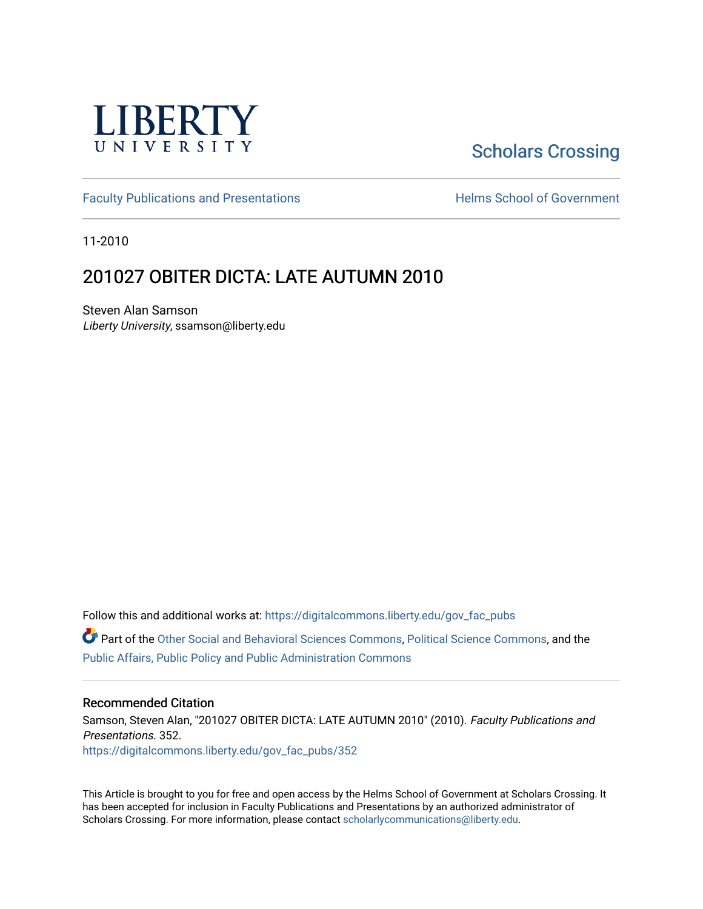LIBERTY UNIVERSITY

Scholars Crossing

Faculty Publications and Presentations

Helms School of Government

11-2010

# 201027 OBITER DICTA: LATE AUTUMN 2010

Steven Alan Samson
*Liberty University*, ssamson@liberty.edu

Follow this and additional works at: https://digitalcommons.liberty.edu/gov_fac_pubs

Part of the Other Social and Behavioral Sciences Commons, Political Science Commons, and the Public Affairs, Public Policy and Public Administration Commons

## Recommended Citation

Samson, Steven Alan, "201027 OBITER DICTA: LATE AUTUMN 2010" (2010). *Faculty Publications and Presentations*. 352.
https://digitalcommons.liberty.edu/gov_fac_pubs/352

This Article is brought to you for free and open access by the Helms School of Government at Scholars Crossing. It has been accepted for inclusion in Faculty Publications and Presentations by an authorized administrator of Scholars Crossing. For more information, please contact scholarlycommunications@liberty.edu.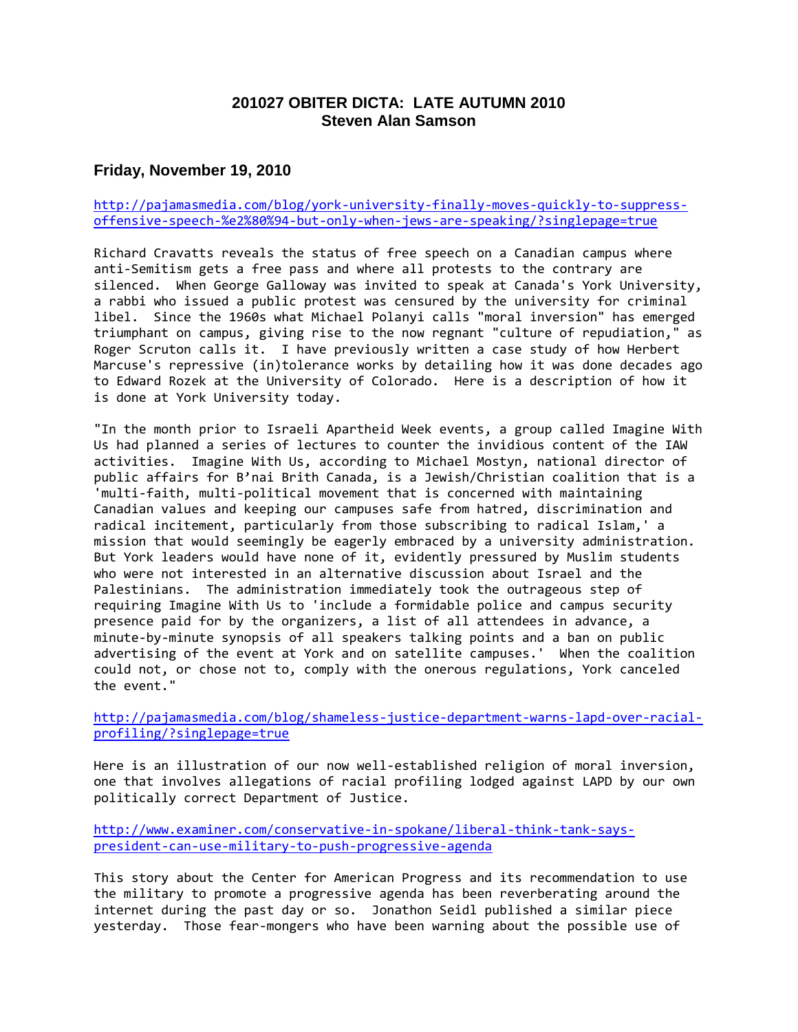# 201027 OBITER DICTA: LATE AUTUMN 2010
# Steven Alan Samson

## Friday, November 19, 2010

http://pajamasmedia.com/blog/york-university-finally-moves-quickly-to-suppress-offensive-speech-%e2%80%94-but-only-when-jews-are-speaking/?singlepage=true

Richard Cravatts reveals the status of free speech on a Canadian campus where anti-Semitism gets a free pass and where all protests to the contrary are silenced. When George Galloway was invited to speak at Canada's York University, a rabbi who issued a public protest was censured by the university for criminal libel. Since the 1960s what Michael Polanyi calls "moral inversion" has emerged triumphant on campus, giving rise to the now regnant "culture of repudiation," as Roger Scruton calls it. I have previously written a case study of how Herbert Marcuse's repressive (in)tolerance works by detailing how it was done decades ago to Edward Rozek at the University of Colorado. Here is a description of how it is done at York University today.

"In the month prior to Israeli Apartheid Week events, a group called Imagine With Us had planned a series of lectures to counter the invidious content of the IAW activities. Imagine With Us, according to Michael Mostyn, national director of public affairs for B'nai Brith Canada, is a Jewish/Christian coalition that is a 'multi-faith, multi-political movement that is concerned with maintaining Canadian values and keeping our campuses safe from hatred, discrimination and radical incitement, particularly from those subscribing to radical Islam,' a mission that would seemingly be eagerly embraced by a university administration. But York leaders would have none of it, evidently pressured by Muslim students who were not interested in an alternative discussion about Israel and the Palestinians. The administration immediately took the outrageous step of requiring Imagine With Us to 'include a formidable police and campus security presence paid for by the organizers, a list of all attendees in advance, a minute-by-minute synopsis of all speakers talking points and a ban on public advertising of the event at York and on satellite campuses.' When the coalition could not, or chose not to, comply with the onerous regulations, York canceled the event."

http://pajamasmedia.com/blog/shameless-justice-department-warns-lapd-over-racial-profiling/?singlepage=true

Here is an illustration of our now well-established religion of moral inversion, one that involves allegations of racial profiling lodged against LAPD by our own politically correct Department of Justice.

http://www.examiner.com/conservative-in-spokane/liberal-think-tank-says-president-can-use-military-to-push-progressive-agenda

This story about the Center for American Progress and its recommendation to use the military to promote a progressive agenda has been reverberating around the internet during the past day or so. Jonathon Seidl published a similar piece yesterday. Those fear-mongers who have been warning about the possible use of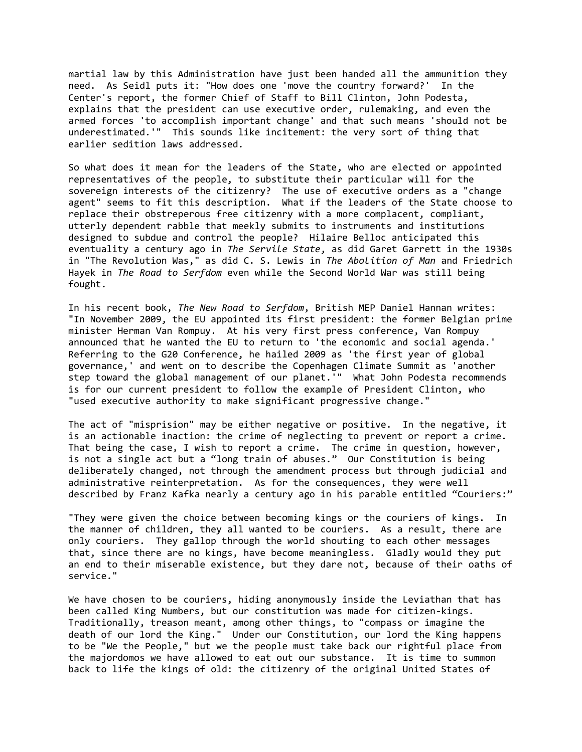martial law by this Administration have just been handed all the ammunition they need. As Seidl puts it: "How does one 'move the country forward?' In the Center's report, the former Chief of Staff to Bill Clinton, John Podesta, explains that the president can use executive order, rulemaking, and even the armed forces 'to accomplish important change' and that such means 'should not be underestimated.'" This sounds like incitement: the very sort of thing that earlier sedition laws addressed.

So what does it mean for the leaders of the State, who are elected or appointed representatives of the people, to substitute their particular will for the sovereign interests of the citizenry? The use of executive orders as a "change agent" seems to fit this description. What if the leaders of the State choose to replace their obstreperous free citizenry with a more complacent, compliant, utterly dependent rabble that meekly submits to instruments and institutions designed to subdue and control the people? Hilaire Belloc anticipated this eventuality a century ago in *The Servile State*, as did Garet Garrett in the 1930s in "The Revolution Was," as did C. S. Lewis in *The Abolition of Man* and Friedrich Hayek in *The Road to Serfdom* even while the Second World War was still being fought.

In his recent book, *The New Road to Serfdom*, British MEP Daniel Hannan writes: "In November 2009, the EU appointed its first president: the former Belgian prime minister Herman Van Rompuy. At his very first press conference, Van Rompuy announced that he wanted the EU to return to 'the economic and social agenda.' Referring to the G20 Conference, he hailed 2009 as 'the first year of global governance,' and went on to describe the Copenhagen Climate Summit as 'another step toward the global management of our planet.'" What John Podesta recommends is for our current president to follow the example of President Clinton, who "used executive authority to make significant progressive change."

The act of "misprision" may be either negative or positive. In the negative, it is an actionable inaction: the crime of neglecting to prevent or report a crime. That being the case, I wish to report a crime. The crime in question, however, is not a single act but a "long train of abuses." Our Constitution is being deliberately changed, not through the amendment process but through judicial and administrative reinterpretation. As for the consequences, they were well described by Franz Kafka nearly a century ago in his parable entitled "Couriers:"

"They were given the choice between becoming kings or the couriers of kings. In the manner of children, they all wanted to be couriers. As a result, there are only couriers. They gallop through the world shouting to each other messages that, since there are no kings, have become meaningless. Gladly would they put an end to their miserable existence, but they dare not, because of their oaths of service."

We have chosen to be couriers, hiding anonymously inside the Leviathan that has been called King Numbers, but our constitution was made for citizen-kings. Traditionally, treason meant, among other things, to "compass or imagine the death of our lord the King." Under our Constitution, our lord the King happens to be "We the People," but we the people must take back our rightful place from the majordomos we have allowed to eat out our substance. It is time to summon back to life the kings of old: the citizenry of the original United States of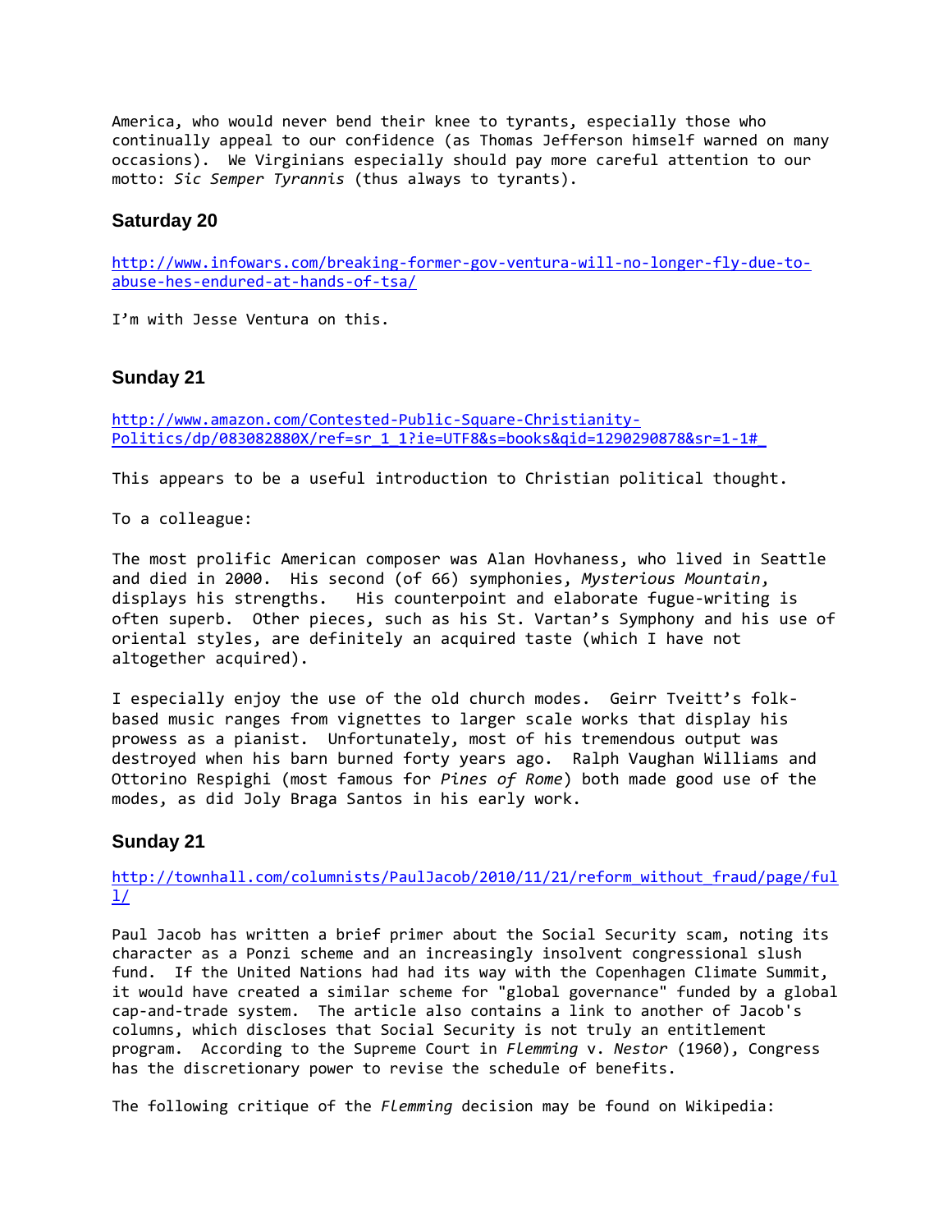America, who would never bend their knee to tyrants, especially those who continually appeal to our confidence (as Thomas Jefferson himself warned on many occasions). We Virginians especially should pay more careful attention to our motto: *Sic Semper Tyrannis* (thus always to tyrants).

### Saturday 20

http://www.infowars.com/breaking-former-gov-ventura-will-no-longer-fly-due-to-abuse-hes-endured-at-hands-of-tsa/

I'm with Jesse Ventura on this.

### Sunday 21

http://www.amazon.com/Contested-Public-Square-Christianity-Politics/dp/083082880X/ref=sr_1_1?ie=UTF8&s=books&qid=1290290878&sr=1-1#_

This appears to be a useful introduction to Christian political thought.

To a colleague:

The most prolific American composer was Alan Hovhaness, who lived in Seattle and died in 2000. His second (of 66) symphonies, *Mysterious Mountain*, displays his strengths. His counterpoint and elaborate fugue-writing is often superb. Other pieces, such as his St. Vartan's Symphony and his use of oriental styles, are definitely an acquired taste (which I have not altogether acquired).

I especially enjoy the use of the old church modes. Geirr Tveitt's folk-based music ranges from vignettes to larger scale works that display his prowess as a pianist. Unfortunately, most of his tremendous output was destroyed when his barn burned forty years ago. Ralph Vaughan Williams and Ottorino Respighi (most famous for *Pines of Rome*) both made good use of the modes, as did Joly Braga Santos in his early work.

### Sunday 21

http://townhall.com/columnists/PaulJacob/2010/11/21/reform_without_fraud/page/full/

Paul Jacob has written a brief primer about the Social Security scam, noting its character as a Ponzi scheme and an increasingly insolvent congressional slush fund. If the United Nations had had its way with the Copenhagen Climate Summit, it would have created a similar scheme for "global governance" funded by a global cap-and-trade system. The article also contains a link to another of Jacob's columns, which discloses that Social Security is not truly an entitlement program. According to the Supreme Court in *Flemming* v. *Nestor* (1960), Congress has the discretionary power to revise the schedule of benefits.

The following critique of the *Flemming* decision may be found on Wikipedia: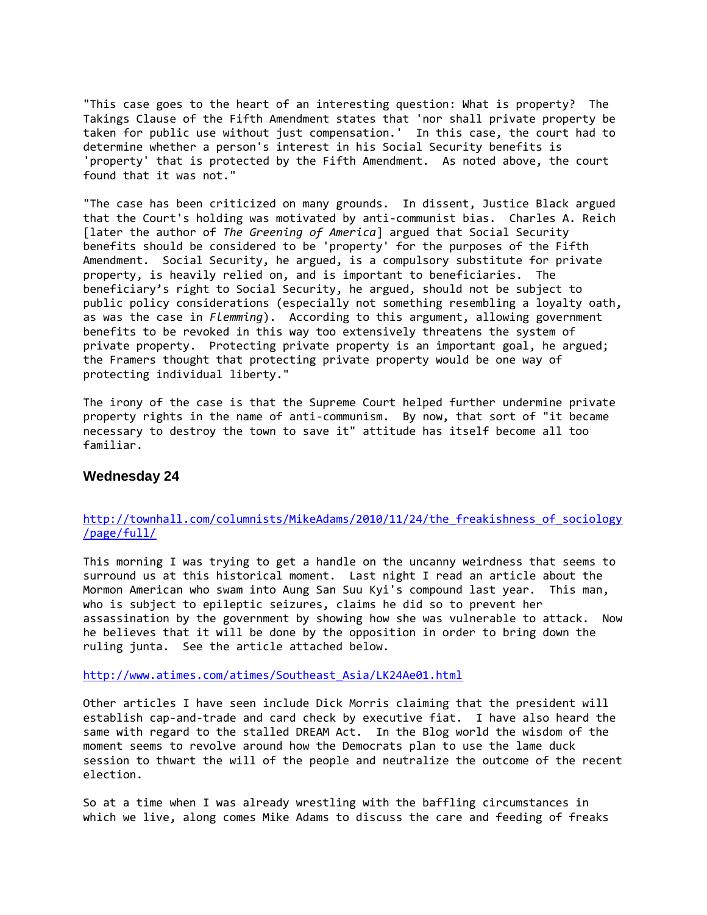"This case goes to the heart of an interesting question: What is property? The Takings Clause of the Fifth Amendment states that 'nor shall private property be taken for public use without just compensation.' In this case, the court had to determine whether a person's interest in his Social Security benefits is 'property' that is protected by the Fifth Amendment. As noted above, the court found that it was not."

"The case has been criticized on many grounds. In dissent, Justice Black argued that the Court's holding was motivated by anti-communist bias. Charles A. Reich [later the author of *The Greening of America*] argued that Social Security benefits should be considered to be 'property' for the purposes of the Fifth Amendment. Social Security, he argued, is a compulsory substitute for private property, is heavily relied on, and is important to beneficiaries. The beneficiary's right to Social Security, he argued, should not be subject to public policy considerations (especially not something resembling a loyalty oath, as was the case in *Flemming*). According to this argument, allowing government benefits to be revoked in this way too extensively threatens the system of private property. Protecting private property is an important goal, he argued; the Framers thought that protecting private property would be one way of protecting individual liberty."

The irony of the case is that the Supreme Court helped further undermine private property rights in the name of anti-communism. By now, that sort of "it became necessary to destroy the town to save it" attitude has itself become all too familiar.

### Wednesday 24

http://townhall.com/columnists/MikeAdams/2010/11/24/the_freakishness_of_sociology/page/full/

This morning I was trying to get a handle on the uncanny weirdness that seems to surround us at this historical moment. Last night I read an article about the Mormon American who swam into Aung San Suu Kyi's compound last year. This man, who is subject to epileptic seizures, claims he did so to prevent her assassination by the government by showing how she was vulnerable to attack. Now he believes that it will be done by the opposition in order to bring down the ruling junta. See the article attached below.

http://www.atimes.com/atimes/Southeast_Asia/LK24Ae01.html

Other articles I have seen include Dick Morris claiming that the president will establish cap-and-trade and card check by executive fiat. I have also heard the same with regard to the stalled DREAM Act. In the Blog world the wisdom of the moment seems to revolve around how the Democrats plan to use the lame duck session to thwart the will of the people and neutralize the outcome of the recent election.

So at a time when I was already wrestling with the baffling circumstances in which we live, along comes Mike Adams to discuss the care and feeding of freaks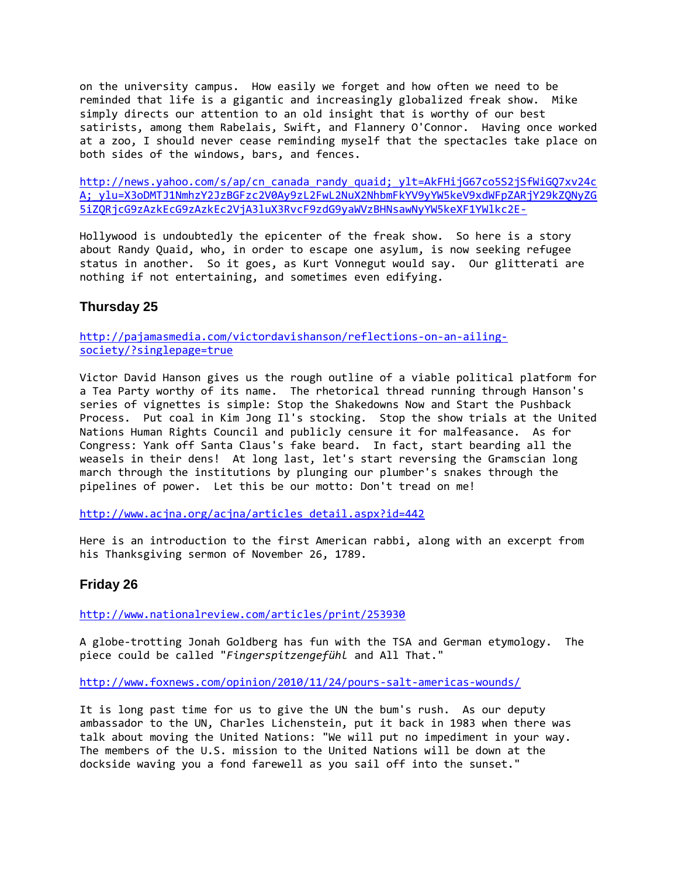on the university campus. How easily we forget and how often we need to be reminded that life is a gigantic and increasingly globalized freak show. Mike simply directs our attention to an old insight that is worthy of our best satirists, among them Rabelais, Swift, and Flannery O'Connor. Having once worked at a zoo, I should never cease reminding myself that the spectacles take place on both sides of the windows, bars, and fences.

http://news.yahoo.com/s/ap/cn_canada_randy_quaid;_ylt=AkFHijG67co5S2jSfWiGQ7xv24cA;_ylu=X3oDMTJ1NmhzY2JzBGFzc2V0Ay9zL2FwL2NuX2NhbmFkYV9yYW5keV9xdWFpZARjY29kZQNyZG5iZQRjcG9zAzkEcG9zAzkEc2VjA3luX3RvcF9zdG9yaWVzBHNsawNyYW5keXF1YWlkc2E-

Hollywood is undoubtedly the epicenter of the freak show. So here is a story about Randy Quaid, who, in order to escape one asylum, is now seeking refugee status in another. So it goes, as Kurt Vonnegut would say. Our glitterati are nothing if not entertaining, and sometimes even edifying.

## Thursday 25

http://pajamasmedia.com/victordavishanson/reflections-on-an-ailing-society/?singlepage=true

Victor David Hanson gives us the rough outline of a viable political platform for a Tea Party worthy of its name. The rhetorical thread running through Hanson's series of vignettes is simple: Stop the Shakedowns Now and Start the Pushback Process. Put coal in Kim Jong Il's stocking. Stop the show trials at the United Nations Human Rights Council and publicly censure it for malfeasance. As for Congress: Yank off Santa Claus's fake beard. In fact, start bearding all the weasels in their dens! At long last, let's start reversing the Gramscian long march through the institutions by plunging our plumber's snakes through the pipelines of power. Let this be our motto: Don't tread on me!

http://www.acjna.org/acjna/articles_detail.aspx?id=442

Here is an introduction to the first American rabbi, along with an excerpt from his Thanksgiving sermon of November 26, 1789.

## Friday 26

http://www.nationalreview.com/articles/print/253930

A globe-trotting Jonah Goldberg has fun with the TSA and German etymology. The piece could be called "*Fingerspitzengefühl* and All That."

http://www.foxnews.com/opinion/2010/11/24/pours-salt-americas-wounds/

It is long past time for us to give the UN the bum's rush. As our deputy ambassador to the UN, Charles Lichenstein, put it back in 1983 when there was talk about moving the United Nations: "We will put no impediment in your way. The members of the U.S. mission to the United Nations will be down at the dockside waving you a fond farewell as you sail off into the sunset."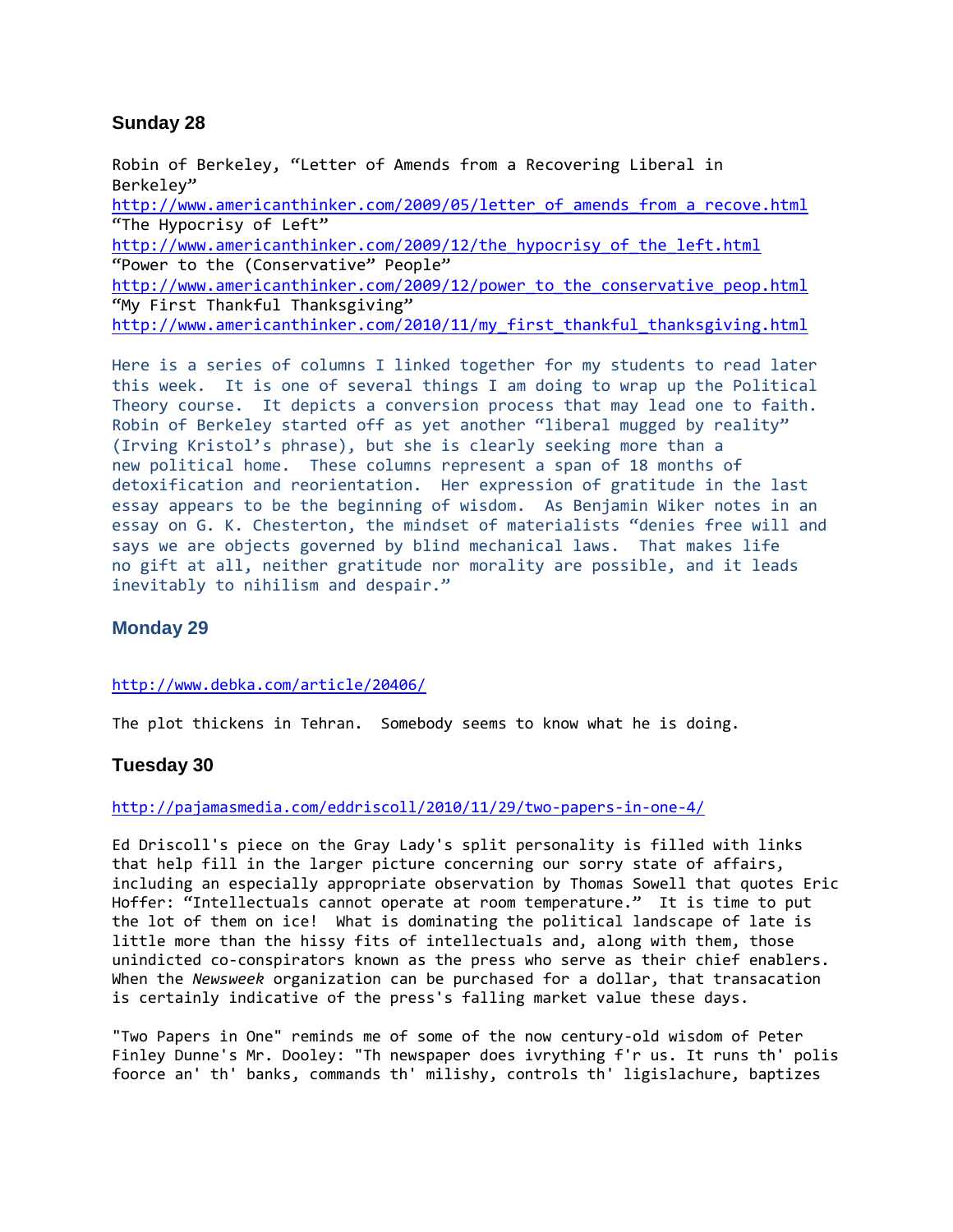## Sunday 28

Robin of Berkeley, “Letter of Amends from a Recovering Liberal in Berkeley”
http://www.americanthinker.com/2009/05/letter_of_amends_from_a_recove.html
“The Hypocrisy of Left”
http://www.americanthinker.com/2009/12/the_hypocrisy_of_the_left.html
“Power to the (Conservative” People”
http://www.americanthinker.com/2009/12/power_to_the_conservative_peop.html
“My First Thankful Thanksgiving”
http://www.americanthinker.com/2010/11/my_first_thankful_thanksgiving.html

Here is a series of columns I linked together for my students to read later this week. It is one of several things I am doing to wrap up the Political Theory course. It depicts a conversion process that may lead one to faith. Robin of Berkeley started off as yet another “liberal mugged by reality” (Irving Kristol’s phrase), but she is clearly seeking more than a new political home. These columns represent a span of 18 months of detoxification and reorientation. Her expression of gratitude in the last essay appears to be the beginning of wisdom. As Benjamin Wiker notes in an essay on G. K. Chesterton, the mindset of materialists “denies free will and says we are objects governed by blind mechanical laws. That makes life no gift at all, neither gratitude nor morality are possible, and it leads inevitably to nihilism and despair.”

## Monday 29

http://www.debka.com/article/20406/

The plot thickens in Tehran. Somebody seems to know what he is doing.

## Tuesday 30

http://pajamasmedia.com/eddriscoll/2010/11/29/two-papers-in-one-4/

Ed Driscoll's piece on the Gray Lady's split personality is filled with links that help fill in the larger picture concerning our sorry state of affairs, including an especially appropriate observation by Thomas Sowell that quotes Eric Hoffer: “Intellectuals cannot operate at room temperature.” It is time to put the lot of them on ice! What is dominating the political landscape of late is little more than the hissy fits of intellectuals and, along with them, those unindicted co-conspirators known as the press who serve as their chief enablers. When the *Newsweek* organization can be purchased for a dollar, that transacation is certainly indicative of the press's falling market value these days.

"Two Papers in One" reminds me of some of the now century-old wisdom of Peter Finley Dunne's Mr. Dooley: "Th newspaper does ivrything f'r us. It runs th' polis foorce an' th' banks, commands th' milishy, controls th' ligislachure, baptizes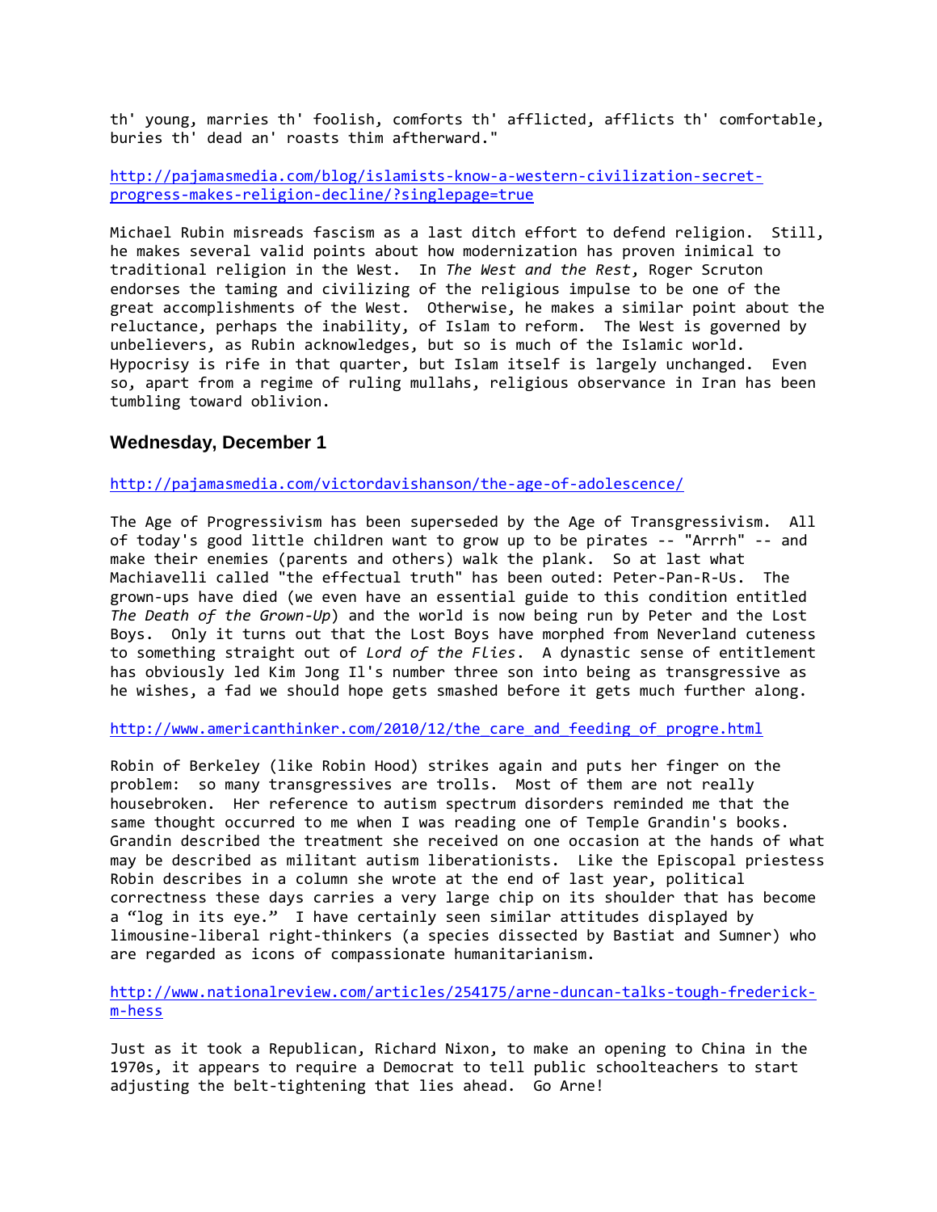th' young, marries th' foolish, comforts th' afflicted, afflicts th' comfortable, buries th' dead an' roasts thim afftherward."

http://pajamasmedia.com/blog/islamists-know-a-western-civilization-secret-progress-makes-religion-decline/?singlepage=true

Michael Rubin misreads fascism as a last ditch effort to defend religion. Still, he makes several valid points about how modernization has proven inimical to traditional religion in the West. In *The West and the Rest*, Roger Scruton endorses the taming and civilizing of the religious impulse to be one of the great accomplishments of the West. Otherwise, he makes a similar point about the reluctance, perhaps the inability, of Islam to reform. The West is governed by unbelievers, as Rubin acknowledges, but so is much of the Islamic world. Hypocrisy is rife in that quarter, but Islam itself is largely unchanged. Even so, apart from a regime of ruling mullahs, religious observance in Iran has been tumbling toward oblivion.

## Wednesday, December 1

http://pajamasmedia.com/victordavishanson/the-age-of-adolescence/

The Age of Progressivism has been superseded by the Age of Transgressivism. All of today's good little children want to grow up to be pirates -- "Arrrh" -- and make their enemies (parents and others) walk the plank. So at last what Machiavelli called "the effectual truth" has been outed: Peter-Pan-R-Us. The grown-ups have died (we even have an essential guide to this condition entitled *The Death of the Grown-Up*) and the world is now being run by Peter and the Lost Boys. Only it turns out that the Lost Boys have morphed from Neverland cuteness to something straight out of *Lord of the Flies*. A dynastic sense of entitlement has obviously led Kim Jong Il's number three son into being as transgressive as he wishes, a fad we should hope gets smashed before it gets much further along.

http://www.americanthinker.com/2010/12/the_care_and_feeding_of_progre.html

Robin of Berkeley (like Robin Hood) strikes again and puts her finger on the problem: so many transgressives are trolls. Most of them are not really housebroken. Her reference to autism spectrum disorders reminded me that the same thought occurred to me when I was reading one of Temple Grandin's books. Grandin described the treatment she received on one occasion at the hands of what may be described as militant autism liberationists. Like the Episcopal priestess Robin describes in a column she wrote at the end of last year, political correctness these days carries a very large chip on its shoulder that has become a "log in its eye." I have certainly seen similar attitudes displayed by limousine-liberal right-thinkers (a species dissected by Bastiat and Sumner) who are regarded as icons of compassionate humanitarianism.

http://www.nationalreview.com/articles/254175/arne-duncan-talks-tough-frederick-m-hess

Just as it took a Republican, Richard Nixon, to make an opening to China in the 1970s, it appears to require a Democrat to tell public schoolteachers to start adjusting the belt-tightening that lies ahead. Go Arne!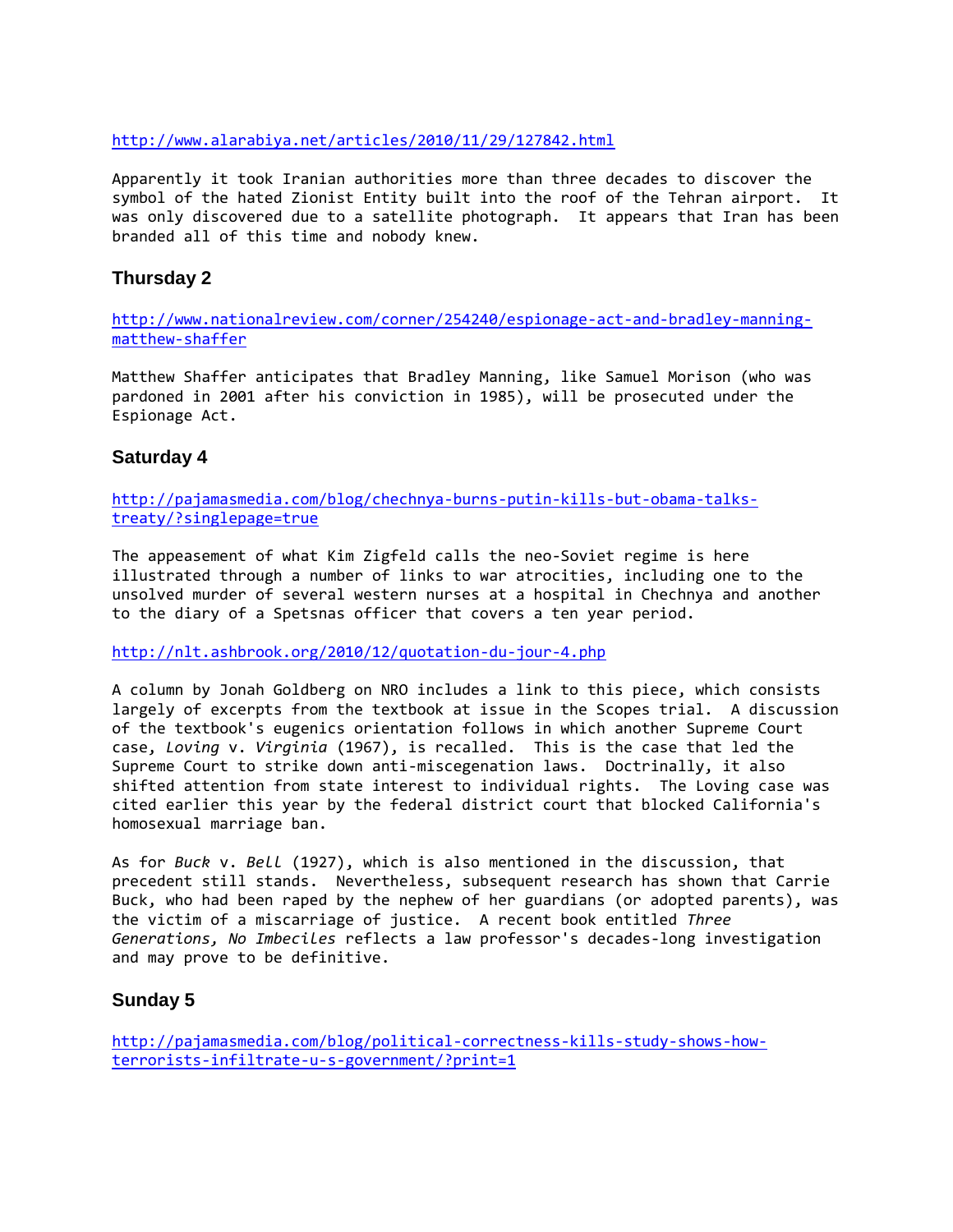http://www.alarabiya.net/articles/2010/11/29/127842.html

Apparently it took Iranian authorities more than three decades to discover the symbol of the hated Zionist Entity built into the roof of the Tehran airport. It was only discovered due to a satellite photograph. It appears that Iran has been branded all of this time and nobody knew.

### Thursday 2

http://www.nationalreview.com/corner/254240/espionage-act-and-bradley-manning-matthew-shaffer

Matthew Shaffer anticipates that Bradley Manning, like Samuel Morison (who was pardoned in 2001 after his conviction in 1985), will be prosecuted under the Espionage Act.

### Saturday 4

http://pajamasmedia.com/blog/chechnya-burns-putin-kills-but-obama-talks-treaty/?singlepage=true

The appeasement of what Kim Zigfeld calls the neo-Soviet regime is here illustrated through a number of links to war atrocities, including one to the unsolved murder of several western nurses at a hospital in Chechnya and another to the diary of a Spetsnas officer that covers a ten year period.

http://nlt.ashbrook.org/2010/12/quotation-du-jour-4.php

A column by Jonah Goldberg on NRO includes a link to this piece, which consists largely of excerpts from the textbook at issue in the Scopes trial. A discussion of the textbook's eugenics orientation follows in which another Supreme Court case, *Loving* v. *Virginia* (1967), is recalled. This is the case that led the Supreme Court to strike down anti-miscegenation laws. Doctrinally, it also shifted attention from state interest to individual rights. The Loving case was cited earlier this year by the federal district court that blocked California's homosexual marriage ban.

As for *Buck* v. *Bell* (1927), which is also mentioned in the discussion, that precedent still stands. Nevertheless, subsequent research has shown that Carrie Buck, who had been raped by the nephew of her guardians (or adopted parents), was the victim of a miscarriage of justice. A recent book entitled *Three Generations, No Imbeciles* reflects a law professor's decades-long investigation and may prove to be definitive.

### Sunday 5

http://pajamasmedia.com/blog/political-correctness-kills-study-shows-how-terrorists-infiltrate-u-s-government/?print=1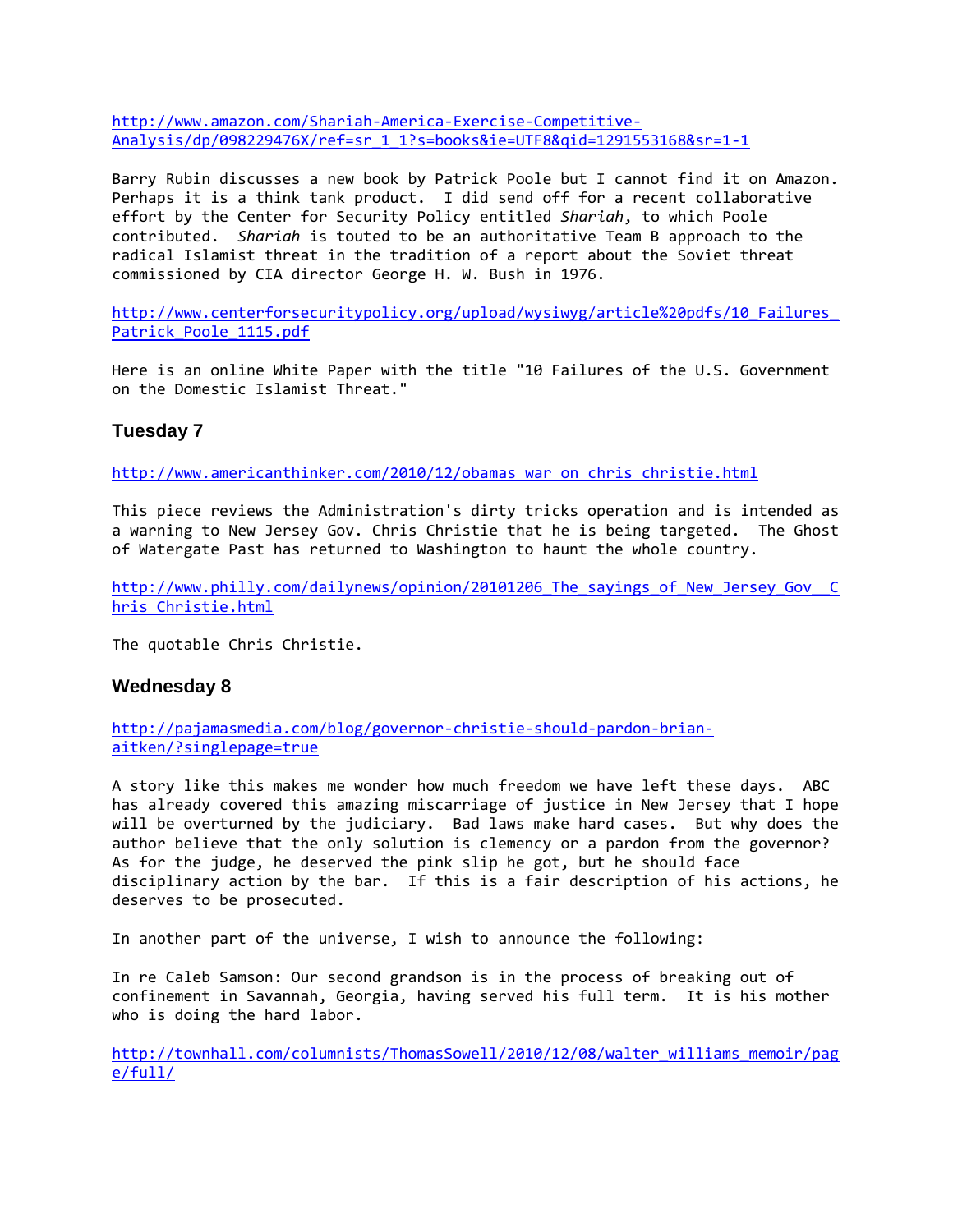http://www.amazon.com/Shariah-America-Exercise-Competitive-Analysis/dp/098229476X/ref=sr_1_1?s=books&ie=UTF8&qid=1291553168&sr=1-1

Barry Rubin discusses a new book by Patrick Poole but I cannot find it on Amazon. Perhaps it is a think tank product. I did send off for a recent collaborative effort by the Center for Security Policy entitled *Shariah*, to which Poole contributed. *Shariah* is touted to be an authoritative Team B approach to the radical Islamist threat in the tradition of a report about the Soviet threat commissioned by CIA director George H. W. Bush in 1976.

http://www.centerforsecuritypolicy.org/upload/wysiwyg/article%20pdfs/10_Failures_Patrick_Poole_1115.pdf

Here is an online White Paper with the title "10 Failures of the U.S. Government on the Domestic Islamist Threat."

### Tuesday 7

http://www.americanthinker.com/2010/12/obamas_war_on_chris_christie.html

This piece reviews the Administration's dirty tricks operation and is intended as a warning to New Jersey Gov. Chris Christie that he is being targeted. The Ghost of Watergate Past has returned to Washington to haunt the whole country.

http://www.philly.com/dailynews/opinion/20101206_The_sayings_of_New_Jersey_Gov__Chris_Christie.html

The quotable Chris Christie.

### Wednesday 8

http://pajamasmedia.com/blog/governor-christie-should-pardon-brian-aitken/?singlepage=true

A story like this makes me wonder how much freedom we have left these days. ABC has already covered this amazing miscarriage of justice in New Jersey that I hope will be overturned by the judiciary. Bad laws make hard cases. But why does the author believe that the only solution is clemency or a pardon from the governor? As for the judge, he deserved the pink slip he got, but he should face disciplinary action by the bar. If this is a fair description of his actions, he deserves to be prosecuted.

In another part of the universe, I wish to announce the following:

In re Caleb Samson: Our second grandson is in the process of breaking out of confinement in Savannah, Georgia, having served his full term. It is his mother who is doing the hard labor.

http://townhall.com/columnists/ThomasSowell/2010/12/08/walter_williams_memoir/page/full/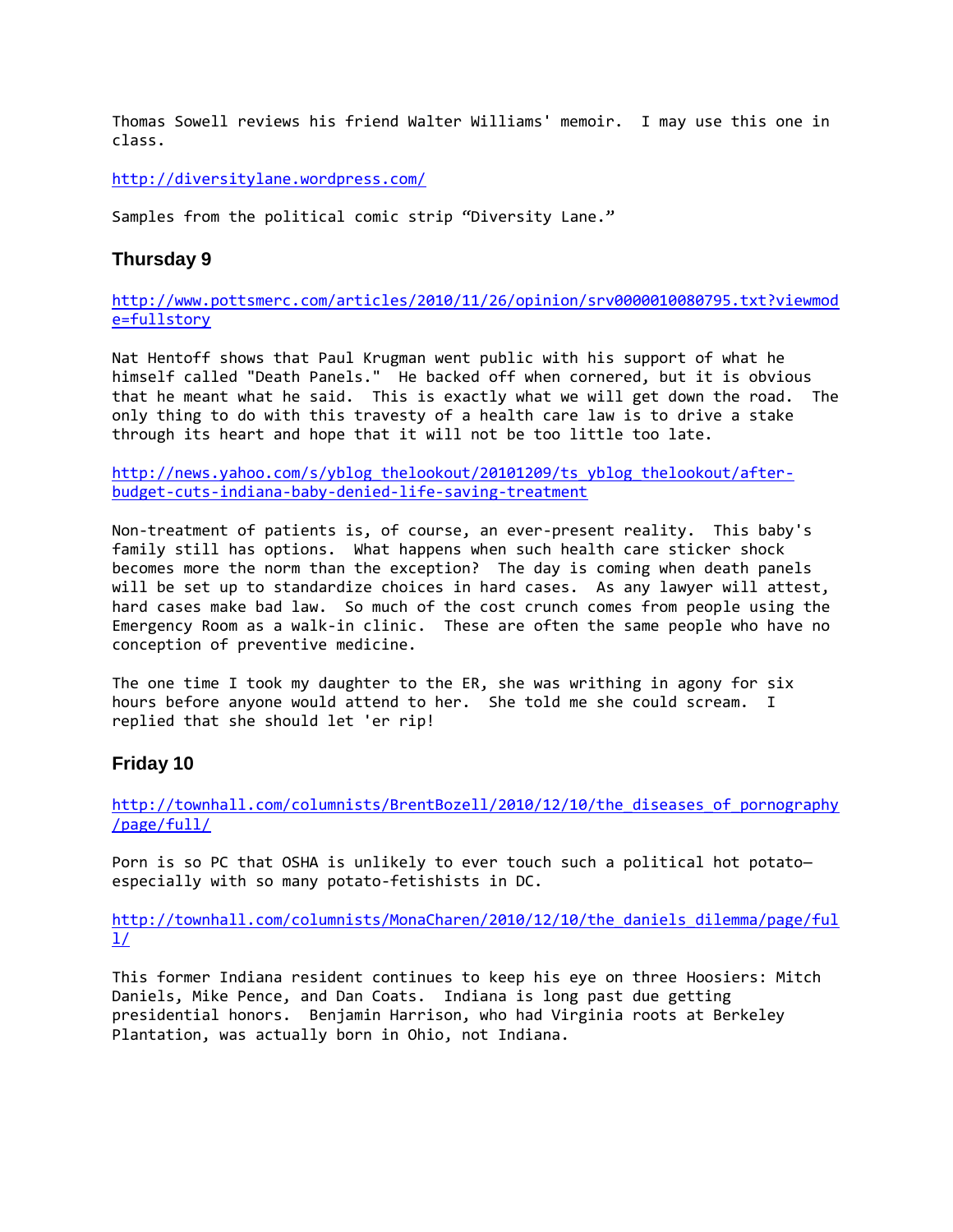Thomas Sowell reviews his friend Walter Williams' memoir. I may use this one in class.

http://diversitylane.wordpress.com/

Samples from the political comic strip “Diversity Lane.”

### Thursday 9

http://www.pottsmerc.com/articles/2010/11/26/opinion/srv0000010080795.txt?viewmode=fullstory

Nat Hentoff shows that Paul Krugman went public with his support of what he himself called "Death Panels." He backed off when cornered, but it is obvious that he meant what he said. This is exactly what we will get down the road. The only thing to do with this travesty of a health care law is to drive a stake through its heart and hope that it will not be too little too late.

http://news.yahoo.com/s/yblog_thelookout/20101209/ts_yblog_thelookout/after-budget-cuts-indiana-baby-denied-life-saving-treatment

Non-treatment of patients is, of course, an ever-present reality. This baby's family still has options. What happens when such health care sticker shock becomes more the norm than the exception? The day is coming when death panels will be set up to standardize choices in hard cases. As any lawyer will attest, hard cases make bad law. So much of the cost crunch comes from people using the Emergency Room as a walk-in clinic. These are often the same people who have no conception of preventive medicine.

The one time I took my daughter to the ER, she was writhing in agony for six hours before anyone would attend to her. She told me she could scream. I replied that she should let 'er rip!

### Friday 10

http://townhall.com/columnists/BrentBozell/2010/12/10/the_diseases_of_pornography/page/full/

Porn is so PC that OSHA is unlikely to ever touch such a political hot potato—especially with so many potato-fetishists in DC.

http://townhall.com/columnists/MonaCharen/2010/12/10/the_daniels_dilemma/page/full/

This former Indiana resident continues to keep his eye on three Hoosiers: Mitch Daniels, Mike Pence, and Dan Coats. Indiana is long past due getting presidential honors. Benjamin Harrison, who had Virginia roots at Berkeley Plantation, was actually born in Ohio, not Indiana.